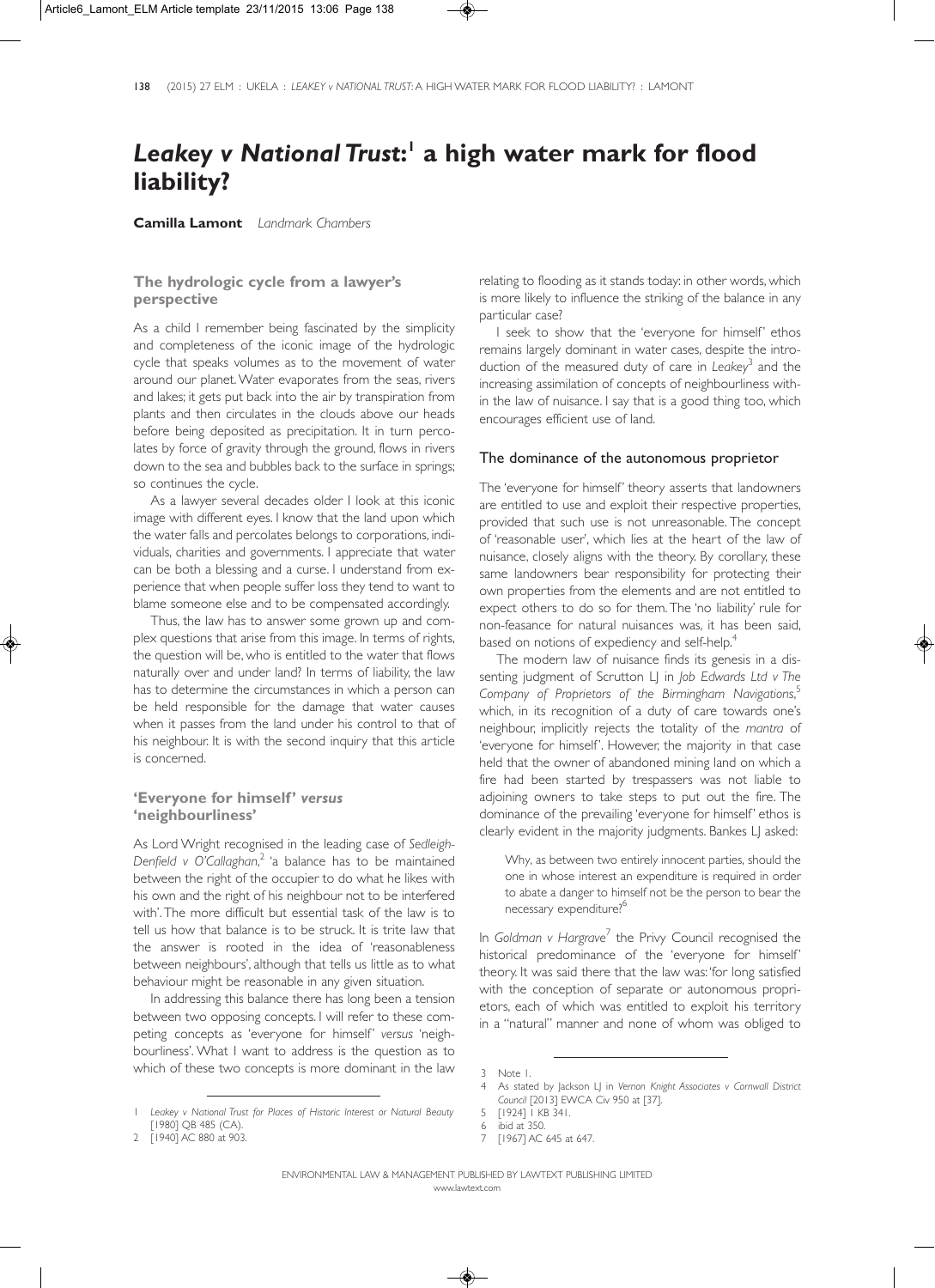# *Leakey v National Trust*:[1] a high water mark for flood liability?

**Camilla Lamont** *Landmark Chambers*

## The hydrologic cycle from a lawyer's perspective

As a child I remember being fascinated by the simplicity and completeness of the iconic image of the hydrologic cycle that speaks volumes as to the movement of water around our planet. Water evaporates from the seas, rivers and lakes; it gets put back into the air by transpiration from plants and then circulates in the clouds above our heads before being deposited as precipitation. It in turn percolates by force of gravity through the ground, flows in rivers down to the sea and bubbles back to the surface in springs; so continues the cycle.

As a lawyer several decades older I look at this iconic image with different eyes. I know that the land upon which the water falls and percolates belongs to corporations, individuals, charities and governments. I appreciate that water can be both a blessing and a curse. I understand from experience that when people suffer loss they tend to want to blame someone else and to be compensated accordingly.

Thus, the law has to answer some grown up and complex questions that arise from this image. In terms of rights, the question will be, who is entitled to the water that flows naturally over and under land? In terms of liability, the law has to determine the circumstances in which a person can be held responsible for the damage that water causes when it passes from the land under his control to that of his neighbour. It is with the second inquiry that this article is concerned.

## 'Everyone for himself' *versus* 'neighbourliness'

As Lord Wright recognised in the leading case of *Sedleigh-Denfield v O'Callaghan*,[2] 'a balance has to be maintained between the right of the occupier to do what he likes with his own and the right of his neighbour not to be interfered with'. The more difficult but essential task of the law is to tell us how that balance is to be struck. It is trite law that the answer is rooted in the idea of 'reasonableness between neighbours', although that tells us little as to what behaviour might be reasonable in any given situation.

In addressing this balance there has long been a tension between two opposing concepts. I will refer to these competing concepts as 'everyone for himself' *versus* 'neighbourliness'. What I want to address is the question as to which of these two concepts is more dominant in the law relating to flooding as it stands today: in other words, which is more likely to influence the striking of the balance in any particular case?

I seek to show that the 'everyone for himself' ethos remains largely dominant in water cases, despite the introduction of the measured duty of care in *Leakey*[3] and the increasing assimilation of concepts of neighbourliness within the law of nuisance. I say that is a good thing too, which encourages efficient use of land.

### The dominance of the autonomous proprietor

The 'everyone for himself' theory asserts that landowners are entitled to use and exploit their respective properties, provided that such use is not unreasonable. The concept of 'reasonable user', which lies at the heart of the law of nuisance, closely aligns with the theory. By corollary, these same landowners bear responsibility for protecting their own properties from the elements and are not entitled to expect others to do so for them. The 'no liability' rule for non-feasance for natural nuisances was, it has been said, based on notions of expediency and self-help.[4]

The modern law of nuisance finds its genesis in a dissenting judgment of Scrutton LJ in *Job Edwards Ltd v The Company of Proprietors of the Birmingham Navigations*,[5] which, in its recognition of a duty of care towards one's neighbour, implicitly rejects the totality of the *mantra* of 'everyone for himself'. However, the majority in that case held that the owner of abandoned mining land on which a fire had been started by trespassers was not liable to adjoining owners to take steps to put out the fire. The dominance of the prevailing 'everyone for himself' ethos is clearly evident in the majority judgments. Bankes LJ asked:

> Why, as between two entirely innocent parties, should the one in whose interest an expenditure is required in order to abate a danger to himself not be the person to bear the necessary expenditure?[6]

In *Goldman v Hargrave*[7] the Privy Council recognised the historical predominance of the 'everyone for himself' theory. It was said there that the law was: 'for long satisfied with the conception of separate or autonomous proprietors, each of which was entitled to exploit his territory in a "natural" manner and none of whom was obliged to

---

1 *Leakey v National Trust for Places of Historic Interest or Natural Beauty* [1980] QB 485 (CA).

2 [1940] AC 880 at 903.

3 Note 1.

4 As stated by Jackson LJ in *Vernon Knight Associates v Cornwall District Council* [2013] EWCA Civ 950 at [37].

5 [1924] 1 KB 341.

6 ibid at 350.

7 [1967] AC 645 at 647.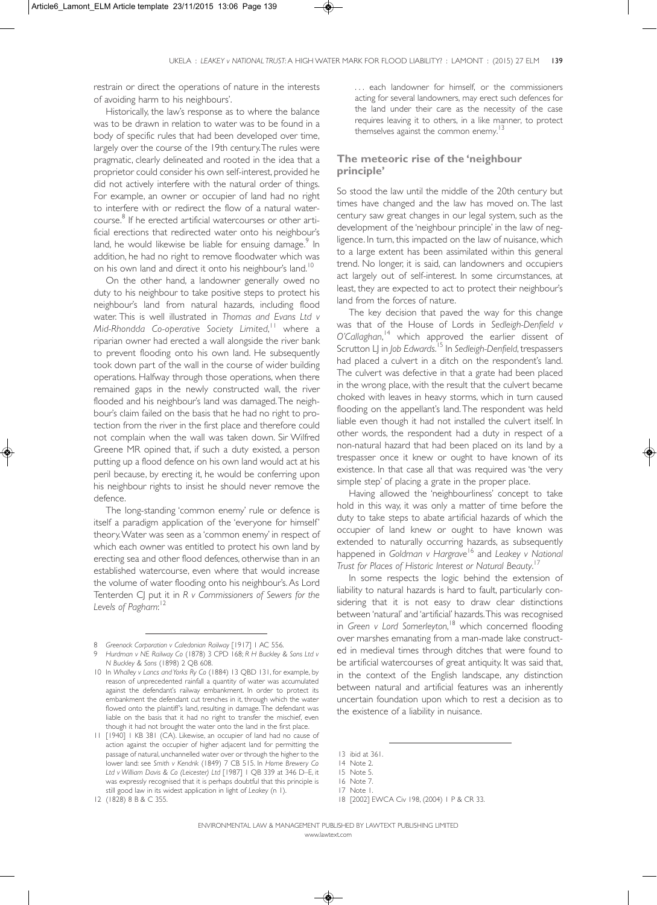restrain or direct the operations of nature in the interests of avoiding harm to his neighbours'.

Historically, the law's response as to where the balance was to be drawn in relation to water was to be found in a body of specific rules that had been developed over time, largely over the course of the 19th century. The rules were pragmatic, clearly delineated and rooted in the idea that a proprietor could consider his own self-interest, provided he did not actively interfere with the natural order of things. For example, an owner or occupier of land had no right to interfere with or redirect the flow of a natural watercourse.[8] If he erected artificial watercourses or other artificial erections that redirected water onto his neighbour's land, he would likewise be liable for ensuing damage.[9] In addition, he had no right to remove floodwater which was on his own land and direct it onto his neighbour's land.[10]

On the other hand, a landowner generally owed no duty to his neighbour to take positive steps to protect his neighbour's land from natural hazards, including flood water. This is well illustrated in *Thomas and Evans Ltd v Mid-Rhondda Co-operative Society Limited*,[11] where a riparian owner had erected a wall alongside the river bank to prevent flooding onto his own land. He subsequently took down part of the wall in the course of wider building operations. Halfway through those operations, when there remained gaps in the newly constructed wall, the river flooded and his neighbour's land was damaged. The neighbour's claim failed on the basis that he had no right to protection from the river in the first place and therefore could not complain when the wall was taken down. Sir Wilfred Greene MR opined that, if such a duty existed, a person putting up a flood defence on his own land would act at his peril because, by erecting it, he would be conferring upon his neighbour rights to insist he should never remove the defence.

The long-standing 'common enemy' rule or defence is itself a paradigm application of the 'everyone for himself' theory. Water was seen as a 'common enemy' in respect of which each owner was entitled to protect his own land by erecting sea and other flood defences, otherwise than in an established watercourse, even where that would increase the volume of water flooding onto his neighbour's. As Lord Tenterden CJ put it in *R v Commissioners of Sewers for the Levels of Pagham*:[12]

> ... each landowner for himself, or the commissioners acting for several landowners, may erect such defences for the land under their care as the necessity of the case requires leaving it to others, in a like manner, to protect themselves against the common enemy.[13]

## The meteoric rise of the 'neighbour principle'

So stood the law until the middle of the 20th century but times have changed and the law has moved on. The last century saw great changes in our legal system, such as the development of the 'neighbour principle' in the law of negligence. In turn, this impacted on the law of nuisance, which to a large extent has been assimilated within this general trend. No longer, it is said, can landowners and occupiers act largely out of self-interest. In some circumstances, at least, they are expected to act to protect their neighbour's land from the forces of nature.

The key decision that paved the way for this change was that of the House of Lords in *Sedleigh-Denfield v O'Callaghan*,[14] which approved the earlier dissent of Scrutton LJ in *Job Edwards*.[15] In *Sedleigh-Denfield*, trespassers had placed a culvert in a ditch on the respondent's land. The culvert was defective in that a grate had been placed in the wrong place, with the result that the culvert became choked with leaves in heavy storms, which in turn caused flooding on the appellant's land. The respondent was held liable even though it had not installed the culvert itself. In other words, the respondent had a duty in respect of a non-natural hazard that had been placed on its land by a trespasser once it knew or ought to have known of its existence. In that case all that was required was 'the very simple step' of placing a grate in the proper place.

Having allowed the 'neighbourliness' concept to take hold in this way, it was only a matter of time before the duty to take steps to abate artificial hazards of which the occupier of land knew or ought to have known was extended to naturally occurring hazards, as subsequently happened in *Goldman v Hargrave*[16] and *Leakey v National Trust for Places of Historic Interest or Natural Beauty*.[17]

In some respects the logic behind the extension of liability to natural hazards is hard to fault, particularly considering that it is not easy to draw clear distinctions between 'natural' and 'artificial' hazards. This was recognised in *Green v Lord Somerleyton*,[18] which concerned flooding over marshes emanating from a man-made lake constructed in medieval times through ditches that were found to be artificial watercourses of great antiquity. It was said that, in the context of the English landscape, any distinction between natural and artificial features was an inherently uncertain foundation upon which to rest a decision as to the existence of a liability in nuisance.

---

8 *Greenock Corporation v Caledonian Railway* [1917] 1 AC 556.

9 *Hurdman v NE Railway Co* (1878) 3 CPD 168; *R H Buckley & Sons Ltd v N Buckley & Sons* (1898) 2 QB 608.

10 In *Whalley v Lancs and Yorks Ry Co* (1884) 13 QBD 131, for example, by reason of unprecedented rainfall a quantity of water was accumulated against the defendant's railway embankment. In order to protect its embankment the defendant cut trenches in it, through which the water flowed onto the plaintiff's land, resulting in damage. The defendant was liable on the basis that it had no right to transfer the mischief, even though it had not brought the water onto the land in the first place.

11 [1940] 1 KB 381 (CA). Likewise, an occupier of land had no cause of action against the occupier of higher adjacent land for permitting the passage of natural, unchannelled water over or through the higher to the lower land: see *Smith v Kendrik* (1849) 7 CB 515. In *Home Brewery Co Ltd v William Davis & Co (Leicester) Ltd* [1987] 1 QB 339 at 346 D–E, it was expressly recognised that it is perhaps doubtful that this principle is still good law in its widest application in light of *Leakey* (n 1).

12 (1828) 8 B & C 355.

13 ibid at 361.

14 Note 2.

15 Note 5.

16 Note 7.

17 Note 1.

18 [2002] EWCA Civ 198, (2004) 1 P & CR 33.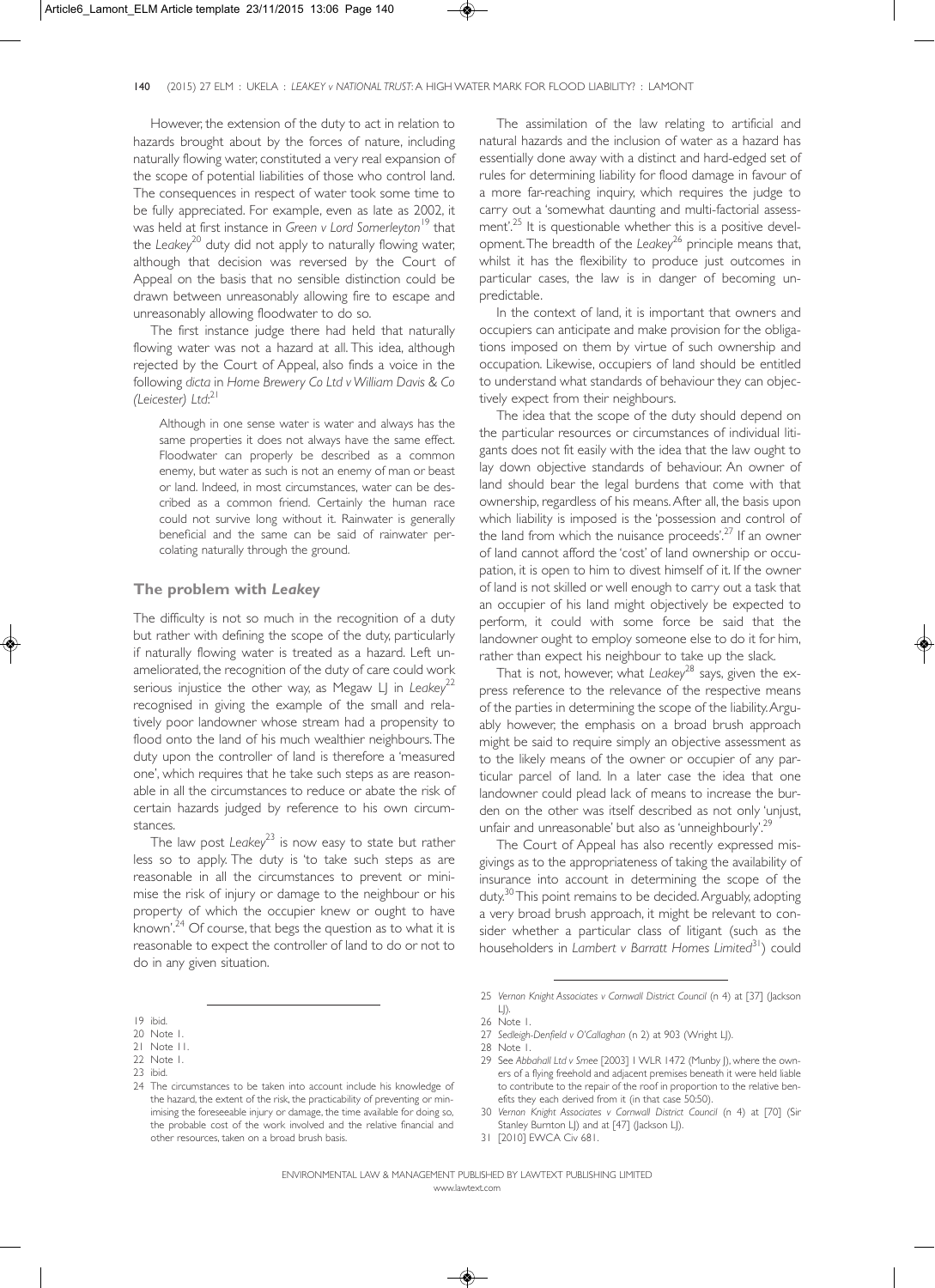However, the extension of the duty to act in relation to hazards brought about by the forces of nature, including naturally flowing water, constituted a very real expansion of the scope of potential liabilities of those who control land. The consequences in respect of water took some time to be fully appreciated. For example, even as late as 2002, it was held at first instance in *Green v Lord Somerleyton*[19] that the *Leakey*[20] duty did not apply to naturally flowing water, although that decision was reversed by the Court of Appeal on the basis that no sensible distinction could be drawn between unreasonably allowing fire to escape and unreasonably allowing floodwater to do so.

The first instance judge there had held that naturally flowing water was not a hazard at all. This idea, although rejected by the Court of Appeal, also finds a voice in the following *dicta* in *Home Brewery Co Ltd v William Davis & Co (Leicester) Ltd*:[21]

> Although in one sense water is water and always has the same properties it does not always have the same effect. Floodwater can properly be described as a common enemy, but water as such is not an enemy of man or beast or land. Indeed, in most circumstances, water can be described as a common friend. Certainly the human race could not survive long without it. Rainwater is generally beneficial and the same can be said of rainwater percolating naturally through the ground.

## The problem with *Leakey*

The difficulty is not so much in the recognition of a duty but rather with defining the scope of the duty, particularly if naturally flowing water is treated as a hazard. Left unameliorated, the recognition of the duty of care could work serious injustice the other way, as Megaw LJ in *Leakey*[22] recognised in giving the example of the small and relatively poor landowner whose stream had a propensity to flood onto the land of his much wealthier neighbours. The duty upon the controller of land is therefore a 'measured one', which requires that he take such steps as are reasonable in all the circumstances to reduce or abate the risk of certain hazards judged by reference to his own circumstances.

The law post *Leakey*[23] is now easy to state but rather less so to apply. The duty is 'to take such steps as are reasonable in all the circumstances to prevent or minimise the risk of injury or damage to the neighbour or his property of which the occupier knew or ought to have known'.[24] Of course, that begs the question as to what it is reasonable to expect the controller of land to do or not to do in any given situation.

The assimilation of the law relating to artificial and natural hazards and the inclusion of water as a hazard has essentially done away with a distinct and hard-edged set of rules for determining liability for flood damage in favour of a more far-reaching inquiry, which requires the judge to carry out a 'somewhat daunting and multi-factorial assessment'.[25] It is questionable whether this is a positive development. The breadth of the *Leakey*[26] principle means that, whilst it has the flexibility to produce just outcomes in particular cases, the law is in danger of becoming unpredictable.

In the context of land, it is important that owners and occupiers can anticipate and make provision for the obligations imposed on them by virtue of such ownership and occupation. Likewise, occupiers of land should be entitled to understand what standards of behaviour they can objectively expect from their neighbours.

The idea that the scope of the duty should depend on the particular resources or circumstances of individual litigants does not fit easily with the idea that the law ought to lay down objective standards of behaviour. An owner of land should bear the legal burdens that come with that ownership, regardless of his means. After all, the basis upon which liability is imposed is the 'possession and control of the land from which the nuisance proceeds'.[27] If an owner of land cannot afford the 'cost' of land ownership or occupation, it is open to him to divest himself of it. If the owner of land is not skilled or well enough to carry out a task that an occupier of his land might objectively be expected to perform, it could with some force be said that the landowner ought to employ someone else to do it for him, rather than expect his neighbour to take up the slack.

That is not, however, what *Leakey*[28] says, given the express reference to the relevance of the respective means of the parties in determining the scope of the liability. Arguably however, the emphasis on a broad brush approach might be said to require simply an objective assessment as to the likely means of the owner or occupier of any particular parcel of land. In a later case the idea that one landowner could plead lack of means to increase the burden on the other was itself described as not only 'unjust, unfair and unreasonable' but also as 'unneighbourly'.[29]

The Court of Appeal has also recently expressed misgivings as to the appropriateness of taking the availability of insurance into account in determining the scope of the duty.[30] This point remains to be decided. Arguably, adopting a very broad brush approach, it might be relevant to consider whether a particular class of litigant (such as the householders in *Lambert v Barratt Homes Limited*[31]) could

---

19 ibid.

20 Note 1.

21 Note 11.

22 Note 1.

23 ibid.

24 The circumstances to be taken into account include his knowledge of the hazard, the extent of the risk, the practicability of preventing or minimising the foreseeable injury or damage, the time available for doing so, the probable cost of the work involved and the relative financial and other resources, taken on a broad brush basis.

25 *Vernon Knight Associates v Cornwall District Council* (n 4) at [37] (Jackson LJ).

26 Note 1.

27 *Sedleigh-Denfield v O'Callaghan* (n 2) at 903 (Wright LJ).

28 Note 1.

29 See *Abbahall Ltd v Smee* [2003] 1 WLR 1472 (Munby J), where the owners of a flying freehold and adjacent premises beneath it were held liable to contribute to the repair of the roof in proportion to the relative benefits they each derived from it (in that case 50:50).

30 *Vernon Knight Associates v Cornwall District Council* (n 4) at [70] (Sir Stanley Burnton LJ) and at [47] (Jackson LJ).

31 [2010] EWCA Civ 681.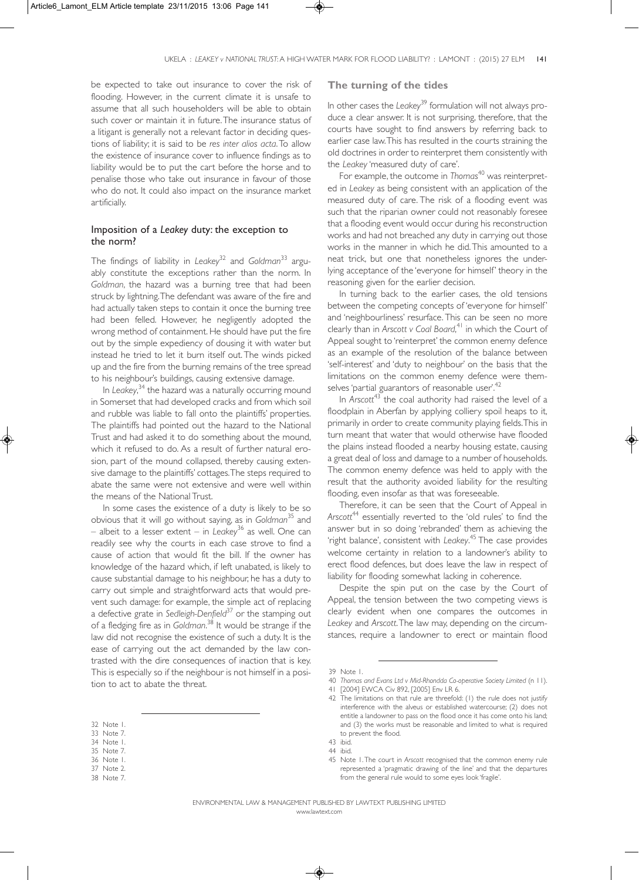be expected to take out insurance to cover the risk of flooding. However, in the current climate it is unsafe to assume that all such householders will be able to obtain such cover or maintain it in future. The insurance status of a litigant is generally not a relevant factor in deciding questions of liability; it is said to be *res inter alios acta*. To allow the existence of insurance cover to influence findings as to liability would be to put the cart before the horse and to penalise those who take out insurance in favour of those who do not. It could also impact on the insurance market artificially.

### Imposition of a *Leakey* duty: the exception to the norm?

The findings of liability in *Leakey*[32] and *Goldman*[33] arguably constitute the exceptions rather than the norm. In *Goldman*, the hazard was a burning tree that had been struck by lightning. The defendant was aware of the fire and had actually taken steps to contain it once the burning tree had been felled. However, he negligently adopted the wrong method of containment. He should have put the fire out by the simple expediency of dousing it with water but instead he tried to let it burn itself out. The winds picked up and the fire from the burning remains of the tree spread to his neighbour's buildings, causing extensive damage.

In *Leakey*,[34] the hazard was a naturally occurring mound in Somerset that had developed cracks and from which soil and rubble was liable to fall onto the plaintiffs' properties. The plaintiffs had pointed out the hazard to the National Trust and had asked it to do something about the mound, which it refused to do. As a result of further natural erosion, part of the mound collapsed, thereby causing extensive damage to the plaintiffs' cottages. The steps required to abate the same were not extensive and were well within the means of the National Trust.

In some cases the existence of a duty is likely to be so obvious that it will go without saying, as in *Goldman*[35] and – albeit to a lesser extent – in *Leakey*[36] as well. One can readily see why the courts in each case strove to find a cause of action that would fit the bill. If the owner has knowledge of the hazard which, if left unabated, is likely to cause substantial damage to his neighbour, he has a duty to carry out simple and straightforward acts that would prevent such damage: for example, the simple act of replacing a defective grate in *Sedleigh-Denfield*[37] or the stamping out of a fledging fire as in *Goldman*.[38] It would be strange if the law did not recognise the existence of such a duty. It is the ease of carrying out the act demanded by the law contrasted with the dire consequences of inaction that is key. This is especially so if the neighbour is not himself in a position to act to abate the threat.

## The turning of the tides

In other cases the *Leakey*[39] formulation will not always produce a clear answer. It is not surprising, therefore, that the courts have sought to find answers by referring back to earlier case law. This has resulted in the courts straining the old doctrines in order to reinterpret them consistently with the *Leakey* 'measured duty of care'.

For example, the outcome in *Thomas*[40] was reinterpreted in *Leakey* as being consistent with an application of the measured duty of care. The risk of a flooding event was such that the riparian owner could not reasonably foresee that a flooding event would occur during his reconstruction works and had not breached any duty in carrying out those works in the manner in which he did. This amounted to a neat trick, but one that nonetheless ignores the underlying acceptance of the 'everyone for himself' theory in the reasoning given for the earlier decision.

In turning back to the earlier cases, the old tensions between the competing concepts of 'everyone for himself' and 'neighbourliness' resurface. This can be seen no more clearly than in *Arscott v Coal Board*,[41] in which the Court of Appeal sought to 'reinterpret' the common enemy defence as an example of the resolution of the balance between 'self-interest' and 'duty to neighbour' on the basis that the limitations on the common enemy defence were themselves 'partial guarantors of reasonable user'.[42]

In *Arscott*[43] the coal authority had raised the level of a floodplain in Aberfan by applying colliery spoil heaps to it, primarily in order to create community playing fields. This in turn meant that water that would otherwise have flooded the plains instead flooded a nearby housing estate, causing a great deal of loss and damage to a number of households. The common enemy defence was held to apply with the result that the authority avoided liability for the resulting flooding, even insofar as that was foreseeable.

Therefore, it can be seen that the Court of Appeal in *Arscott*[44] essentially reverted to the 'old rules' to find the answer but in so doing 'rebranded' them as achieving the 'right balance', consistent with *Leakey*.[45] The case provides welcome certainty in relation to a landowner's ability to erect flood defences, but does leave the law in respect of liability for flooding somewhat lacking in coherence.

Despite the spin put on the case by the Court of Appeal, the tension between the two competing views is clearly evident when one compares the outcomes in *Leakey* and *Arscott*. The law may, depending on the circumstances, require a landowner to erect or maintain flood

---

32 Note 1.
33 Note 7.
34 Note 1.
35 Note 7.
36 Note 1.
37 Note 2.
38 Note 7.
39 Note 1.
40 *Thomas and Evans Ltd v Mid-Rhondda Co-operative Society Limited* (n 11).
41 [2004] EWCA Civ 892, [2005] Env LR 6.
42 The limitations on that rule are threefold: (1) the rule does not justify interference with the alveus or established watercourse; (2) does not entitle a landowner to pass on the flood once it has come onto his land; and (3) the works must be reasonable and limited to what is required to prevent the flood.
43 ibid.
44 ibid.
45 Note 1. The court in *Arscott* recognised that the common enemy rule represented a 'pragmatic drawing of the line' and that the departures from the general rule would to some eyes look 'fragile'.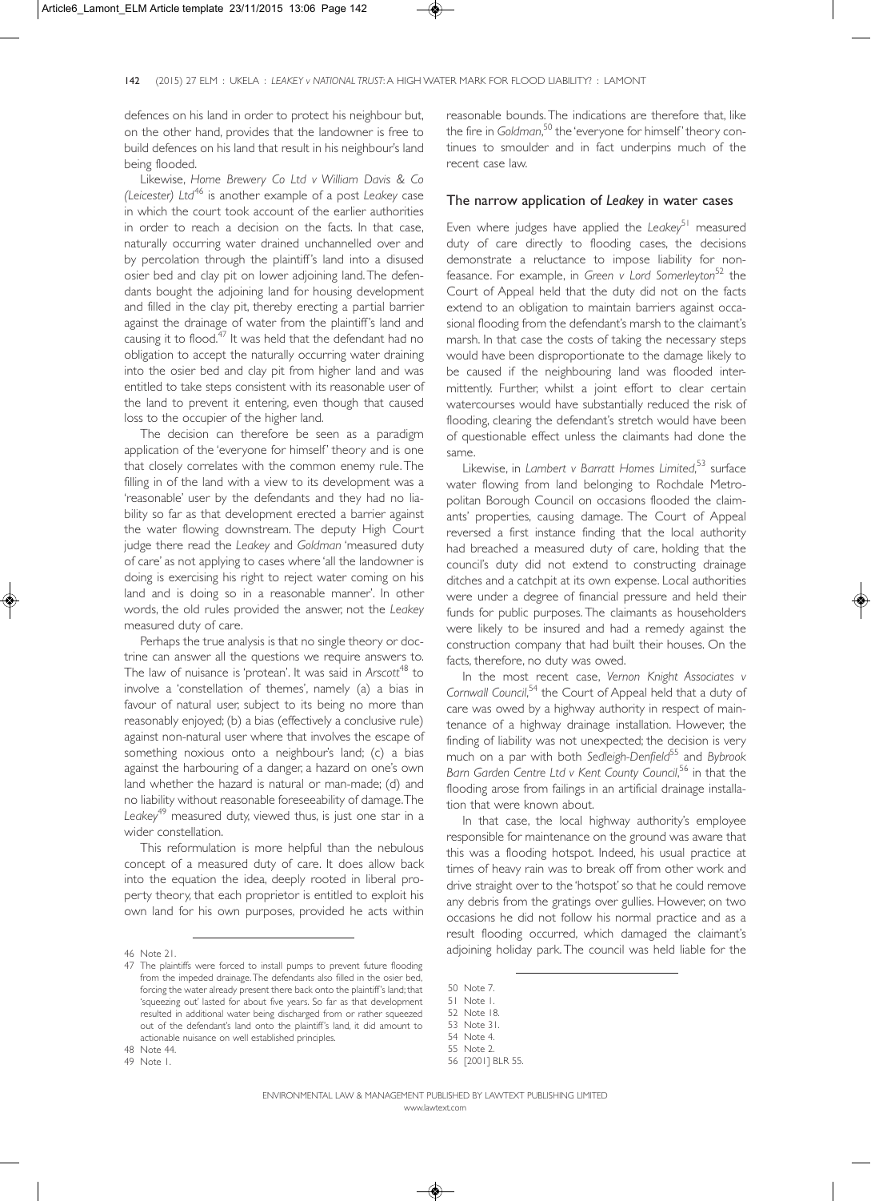defences on his land in order to protect his neighbour but, on the other hand, provides that the landowner is free to build defences on his land that result in his neighbour's land being flooded.

Likewise, *Home Brewery Co Ltd v William Davis & Co (Leicester) Ltd*[46] is another example of a post *Leakey* case in which the court took account of the earlier authorities in order to reach a decision on the facts. In that case, naturally occurring water drained unchannelled over and by percolation through the plaintiff's land into a disused osier bed and clay pit on lower adjoining land. The defendants bought the adjoining land for housing development and filled in the clay pit, thereby erecting a partial barrier against the drainage of water from the plaintiff's land and causing it to flood.[47] It was held that the defendant had no obligation to accept the naturally occurring water draining into the osier bed and clay pit from higher land and was entitled to take steps consistent with its reasonable user of the land to prevent it entering, even though that caused loss to the occupier of the higher land.

The decision can therefore be seen as a paradigm application of the 'everyone for himself' theory and is one that closely correlates with the common enemy rule. The filling in of the land with a view to its development was a 'reasonable' user by the defendants and they had no liability so far as that development erected a barrier against the water flowing downstream. The deputy High Court judge there read the *Leakey* and *Goldman* 'measured duty of care' as not applying to cases where 'all the landowner is doing is exercising his right to reject water coming on his land and is doing so in a reasonable manner'. In other words, the old rules provided the answer, not the *Leakey* measured duty of care.

Perhaps the true analysis is that no single theory or doctrine can answer all the questions we require answers to. The law of nuisance is 'protean'. It was said in *Arscott*[48] to involve a 'constellation of themes', namely (a) a bias in favour of natural user, subject to its being no more than reasonably enjoyed; (b) a bias (effectively a conclusive rule) against non-natural user where that involves the escape of something noxious onto a neighbour's land; (c) a bias against the harbouring of a danger, a hazard on one's own land whether the hazard is natural or man-made; (d) and no liability without reasonable foreseeability of damage. The *Leakey*[49] measured duty, viewed thus, is just one star in a wider constellation.

This reformulation is more helpful than the nebulous concept of a measured duty of care. It does allow back into the equation the idea, deeply rooted in liberal property theory, that each proprietor is entitled to exploit his own land for his own purposes, provided he acts within reasonable bounds. The indications are therefore that, like the fire in *Goldman*,[50] the 'everyone for himself' theory continues to smoulder and in fact underpins much of the recent case law.

## The narrow application of *Leakey* in water cases

Even where judges have applied the *Leakey*[51] measured duty of care directly to flooding cases, the decisions demonstrate a reluctance to impose liability for non-feasance. For example, in *Green v Lord Somerleyton*[52] the Court of Appeal held that the duty did not on the facts extend to an obligation to maintain barriers against occasional flooding from the defendant's marsh to the claimant's marsh. In that case the costs of taking the necessary steps would have been disproportionate to the damage likely to be caused if the neighbouring land was flooded intermittently. Further, whilst a joint effort to clear certain watercourses would have substantially reduced the risk of flooding, clearing the defendant's stretch would have been of questionable effect unless the claimants had done the same.

Likewise, in *Lambert v Barratt Homes Limited*,[53] surface water flowing from land belonging to Rochdale Metropolitan Borough Council on occasions flooded the claimants' properties, causing damage. The Court of Appeal reversed a first instance finding that the local authority had breached a measured duty of care, holding that the council's duty did not extend to constructing drainage ditches and a catchpit at its own expense. Local authorities were under a degree of financial pressure and held their funds for public purposes. The claimants as householders were likely to be insured and had a remedy against the construction company that had built their houses. On the facts, therefore, no duty was owed.

In the most recent case, *Vernon Knight Associates v Cornwall Council*,[54] the Court of Appeal held that a duty of care was owed by a highway authority in respect of maintenance of a highway drainage installation. However, the finding of liability was not unexpected; the decision is very much on a par with both *Sedleigh-Denfield*[55] and *Bybrook Barn Garden Centre Ltd v Kent County Council*,[56] in that the flooding arose from failings in an artificial drainage installation that were known about.

In that case, the local highway authority's employee responsible for maintenance on the ground was aware that this was a flooding hotspot. Indeed, his usual practice at times of heavy rain was to break off from other work and drive straight over to the 'hotspot' so that he could remove any debris from the gratings over gullies. However, on two occasions he did not follow his normal practice and as a result flooding occurred, which damaged the claimant's adjoining holiday park. The council was held liable for the

---

46 Note 21.

47 The plaintiffs were forced to install pumps to prevent future flooding from the impeded drainage. The defendants also filled in the osier bed, forcing the water already present there back onto the plaintiff's land; that 'squeezing out' lasted for about five years. So far as that development resulted in additional water being discharged from or rather squeezed out of the defendant's land onto the plaintiff's land, it did amount to actionable nuisance on well established principles.

48 Note 44.

49 Note 1.

50 Note 7.

51 Note 1.

52 Note 18.

53 Note 31.

54 Note 4.

55 Note 2.

56 [2001] BLR 55.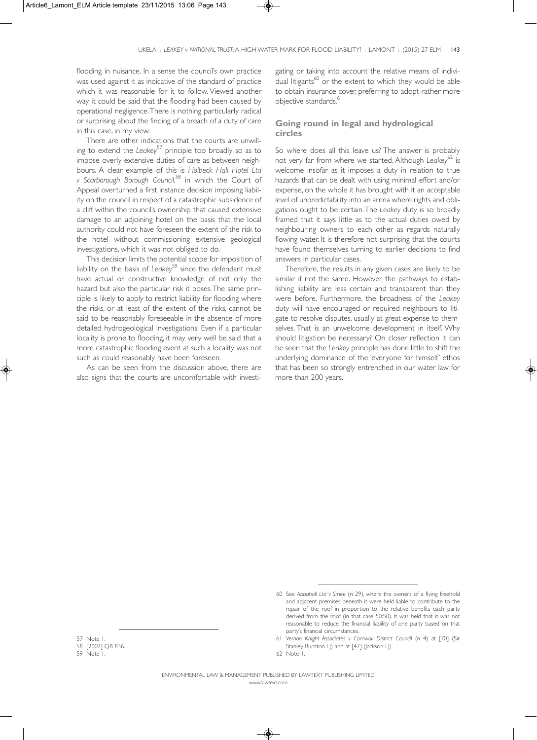flooding in nuisance. In a sense the council's own practice was used against it as indicative of the standard of practice which it was reasonable for it to follow. Viewed another way, it could be said that the flooding had been caused by operational negligence. There is nothing particularly radical or surprising about the finding of a breach of a duty of care in this case, in my view.

There are other indications that the courts are unwilling to extend the *Leakey*[57] principle too broadly so as to impose overly extensive duties of care as between neighbours. A clear example of this is *Holbeck Hall Hotel Ltd v Scarborough Borough Council*,[58] in which the Court of Appeal overturned a first instance decision imposing liability on the council in respect of a catastrophic subsidence of a cliff within the council's ownership that caused extensive damage to an adjoining hotel on the basis that the local authority could not have foreseen the extent of the risk to the hotel without commissioning extensive geological investigations, which it was not obliged to do.

This decision limits the potential scope for imposition of liability on the basis of *Leakey*[59] since the defendant must have actual or constructive knowledge of not only the hazard but also the particular risk it poses. The same principle is likely to apply to restrict liability for flooding where the risks, or at least of the extent of the risks, cannot be said to be reasonably foreseeable in the absence of more detailed hydrogeological investigations. Even if a particular locality is prone to flooding, it may very well be said that a more catastrophic flooding event at such a locality was not such as could reasonably have been foreseen.

As can be seen from the discussion above, there are also signs that the courts are uncomfortable with investigating or taking into account the relative means of individual litigants[60] or the extent to which they would be able to obtain insurance cover, preferring to adopt rather more objective standards.[61]

## Going round in legal and hydrological circles

So where does all this leave us? The answer is probably not very far from where we started. Although *Leakey*[62] is welcome insofar as it imposes a duty in relation to true hazards that can be dealt with using minimal effort and/or expense, on the whole it has brought with it an acceptable level of unpredictability into an arena where rights and obligations ought to be certain. The *Leakey* duty is so broadly framed that it says little as to the actual duties owed by neighbouring owners to each other as regards naturally flowing water. It is therefore not surprising that the courts have found themselves turning to earlier decisions to find answers in particular cases.

Therefore, the results in any given cases are likely to be similar if not the same. However, the pathways to establishing liability are less certain and transparent than they were before. Furthermore, the broadness of the *Leakey* duty will have encouraged or required neighbours to litigate to resolve disputes, usually at great expense to themselves. That is an unwelcome development in itself. Why should litigation be necessary? On closer reflection it can be seen that the *Leakey* principle has done little to shift the underlying dominance of the 'everyone for himself' ethos that has been so strongly entrenched in our water law for more than 200 years.

---

57 Note 1.

58 [2002] QB 836.

59 Note 1.

60 See *Abbahall Ltd v Smee* (n 29), where the owners of a flying freehold and adjacent premises beneath it were held liable to contribute to the repair of the roof in proportion to the relative benefits each party derived from the roof (in that case 50:50). It was held that it was not reasonable to reduce the financial liability of one party based on that party's financial circumstances.

61 *Vernon Knight Associates v Cornwall District Council* (n 4) at [70] (Sir Stanley Burnton LJ) and at [47] (Jackson LJ).

62 Note 1.